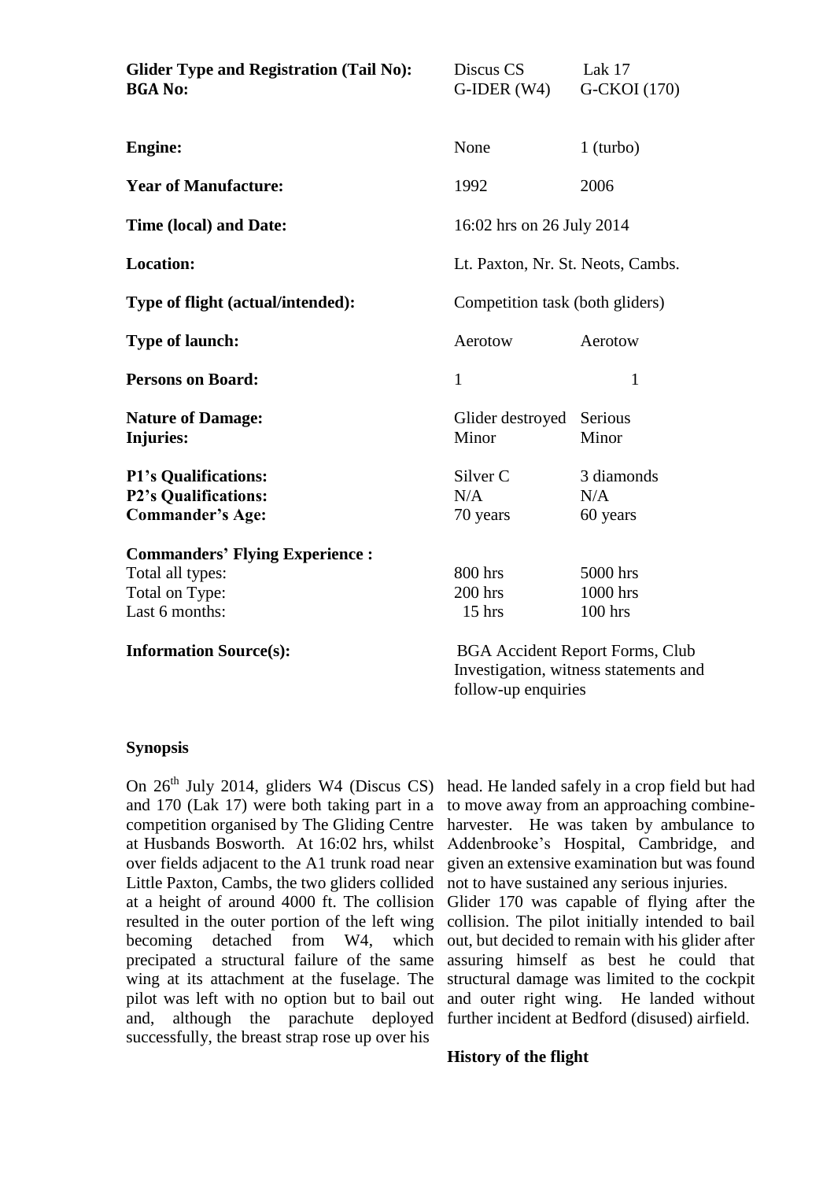| | | |
|---|---|---|
| **Glider Type and Registration (Tail No):** | Discus CS | Lak 17 |
| **BGA No:** | G-IDER (W4) | G-CKOI (170) |
| **Engine:** | None | 1 (turbo) |
| **Year of Manufacture:** | 1992 | 2006 |
| **Time (local) and Date:** | 16:02 hrs on 26 July 2014 | |
| **Location:** | Lt. Paxton, Nr. St. Neots, Cambs. | |
| **Type of flight (actual/intended):** | Competition task (both gliders) | |
| **Type of launch:** | Aerotow | Aerotow |
| **Persons on Board:** | 1 | 1 |
| **Nature of Damage:** | Glider destroyed | Serious |
| **Injuries:** | Minor | Minor |
| **P1's Qualifications:** | Silver C | 3 diamonds |
| **P2's Qualifications:** | N/A | N/A |
| **Commander's Age:** | 70 years | 60 years |
| **Commanders' Flying Experience :** | | |
| Total all types: | 800 hrs | 5000 hrs |
| Total on Type: | 200 hrs | 1000 hrs |
| Last 6 months: | 15 hrs | 100 hrs |
| **Information Source(s):** | BGA Accident Report Forms, Club Investigation, witness statements and follow-up enquiries | |

## Synopsis

On 26th July 2014, gliders W4 (Discus CS) and 170 (Lak 17) were both taking part in a competition organised by The Gliding Centre at Husbands Bosworth. At 16:02 hrs, whilst over fields adjacent to the A1 trunk road near Little Paxton, Cambs, the two gliders collided at a height of around 4000 ft. The collision resulted in the outer portion of the left wing becoming detached from W4, which precipated a structural failure of the same wing at its attachment at the fuselage. The pilot was left with no option but to bail out and, although the parachute deployed successfully, the breast strap rose up over his head. He landed safely in a crop field but had to move away from an approaching combine-harvester. He was taken by ambulance to Addenbrooke's Hospital, Cambridge, and given an extensive examination but was found not to have sustained any serious injuries.

Glider 170 was capable of flying after the collision. The pilot initially intended to bail out, but decided to remain with his glider after assuring himself as best he could that structural damage was limited to the cockpit and outer right wing. He landed without further incident at Bedford (disused) airfield.

## History of the flight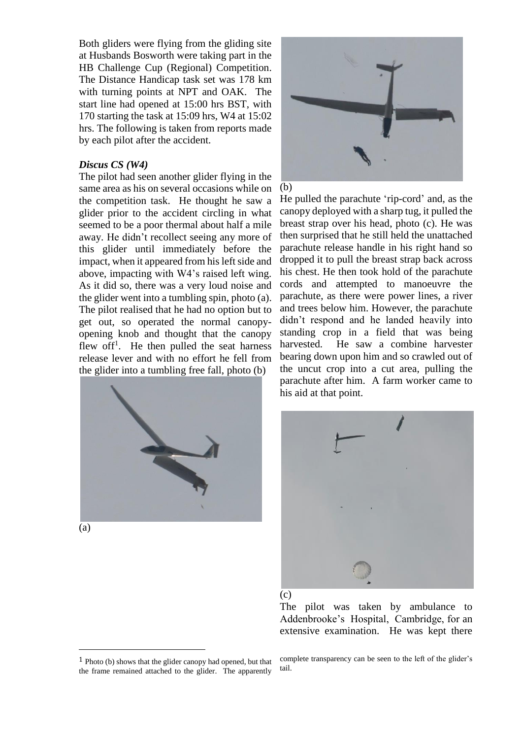Both gliders were flying from the gliding site at Husbands Bosworth were taking part in the HB Challenge Cup (Regional) Competition. The Distance Handicap task set was 178 km with turning points at NPT and OAK. The start line had opened at 15:00 hrs BST, with 170 starting the task at 15:09 hrs, W4 at 15:02 hrs. The following is taken from reports made by each pilot after the accident.

***Discus CS (W4)***

The pilot had seen another glider flying in the same area as his on several occasions while on the competition task. He thought he saw a glider prior to the accident circling in what seemed to be a poor thermal about half a mile away. He didn't recollect seeing any more of this glider until immediately before the impact, when it appeared from his left side and above, impacting with W4's raised left wing. As it did so, there was a very loud noise and the glider went into a tumbling spin, photo (a). The pilot realised that he had no option but to get out, so operated the normal canopy-opening knob and thought that the canopy flew off[1]. He then pulled the seat harness release lever and with no effort he fell from the glider into a tumbling free fall, photo (b)

(a)

(b)

He pulled the parachute 'rip-cord' and, as the canopy deployed with a sharp tug, it pulled the breast strap over his head, photo (c). He was then surprised that he still held the unattached parachute release handle in his right hand so dropped it to pull the breast strap back across his chest. He then took hold of the parachute cords and attempted to manoeuvre the parachute, as there were power lines, a river and trees below him. However, the parachute didn't respond and he landed heavily into standing crop in a field that was being harvested. He saw a combine harvester bearing down upon him and so crawled out of the uncut crop into a cut area, pulling the parachute after him. A farm worker came to his aid at that point.

(c)

The pilot was taken by ambulance to Addenbrooke's Hospital, Cambridge, for an extensive examination. He was kept there

[1] Photo (b) shows that the glider canopy had opened, but that the frame remained attached to the glider. The apparently complete transparency can be seen to the left of the glider's tail.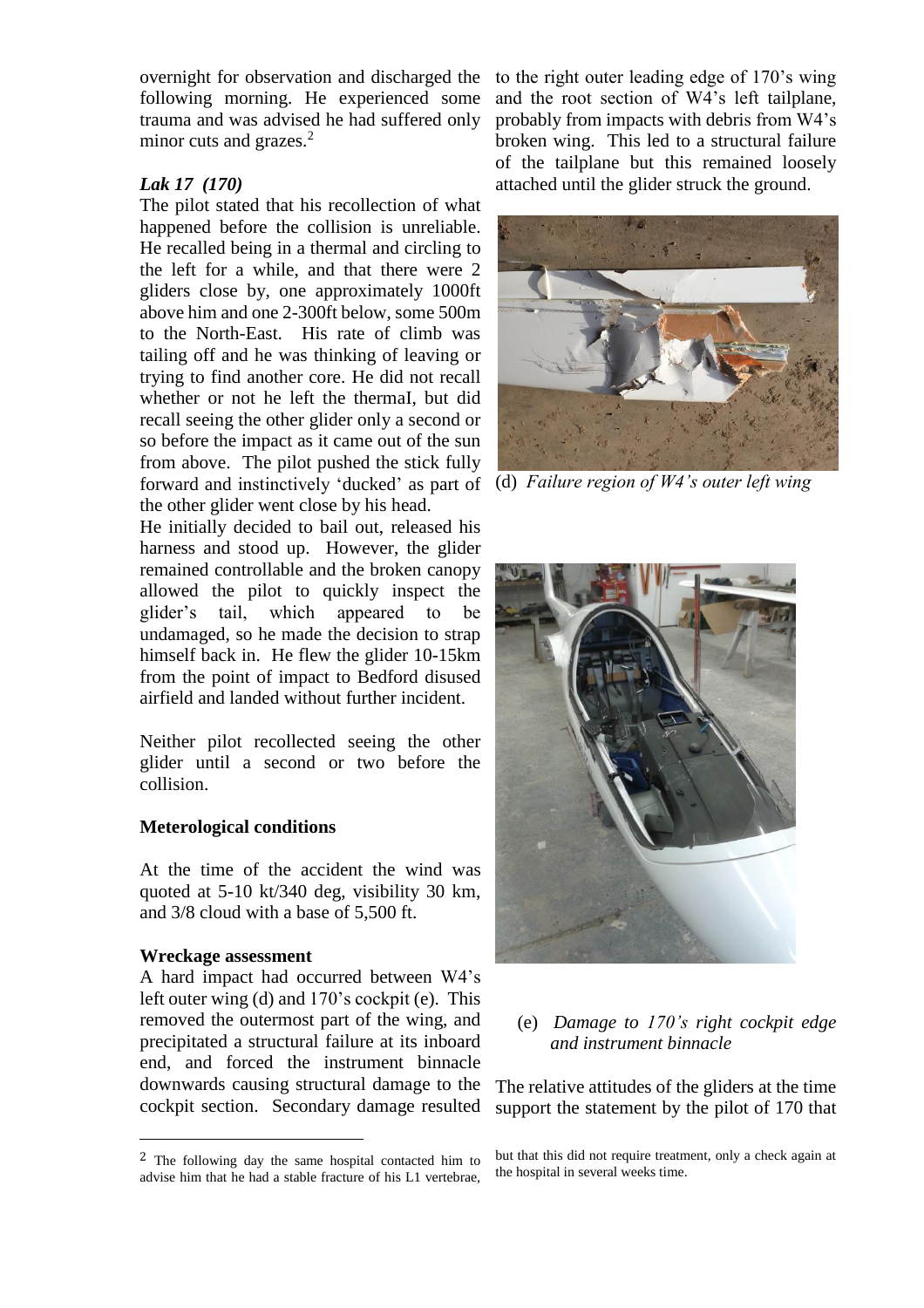overnight for observation and discharged the following morning. He experienced some trauma and was advised he had suffered only minor cuts and grazes.[2]

### *Lak 17 (170)*

The pilot stated that his recollection of what happened before the collision is unreliable. He recalled being in a thermal and circling to the left for a while, and that there were 2 gliders close by, one approximately 1000ft above him and one 2-300ft below, some 500m to the North-East. His rate of climb was tailing off and he was thinking of leaving or trying to find another core. He did not recall whether or not he left the thermaI, but did recall seeing the other glider only a second or so before the impact as it came out of the sun from above. The pilot pushed the stick fully forward and instinctively 'ducked' as part of the other glider went close by his head.

He initially decided to bail out, released his harness and stood up. However, the glider remained controllable and the broken canopy allowed the pilot to quickly inspect the glider's tail, which appeared to be undamaged, so he made the decision to strap himself back in. He flew the glider 10-15km from the point of impact to Bedford disused airfield and landed without further incident.

Neither pilot recollected seeing the other glider until a second or two before the collision.

### Meterological conditions

At the time of the accident the wind was quoted at 5-10 kt/340 deg, visibility 30 km, and 3/8 cloud with a base of 5,500 ft.

### Wreckage assessment

A hard impact had occurred between W4's left outer wing (d) and 170's cockpit (e). This removed the outermost part of the wing, and precipitated a structural failure at its inboard end, and forced the instrument binnacle downwards causing structural damage to the cockpit section. Secondary damage resulted to the right outer leading edge of 170's wing and the root section of W4's left tailplane, probably from impacts with debris from W4's broken wing. This led to a structural failure of the tailplane but this remained loosely attached until the glider struck the ground.

(d) *Failure region of W4's outer left wing*

(e) *Damage to 170's right cockpit edge and instrument binnacle*

The relative attitudes of the gliders at the time support the statement by the pilot of 170 that

[2] The following day the same hospital contacted him to advise him that he had a stable fracture of his L1 vertebrae, but that this did not require treatment, only a check again at the hospital in several weeks time.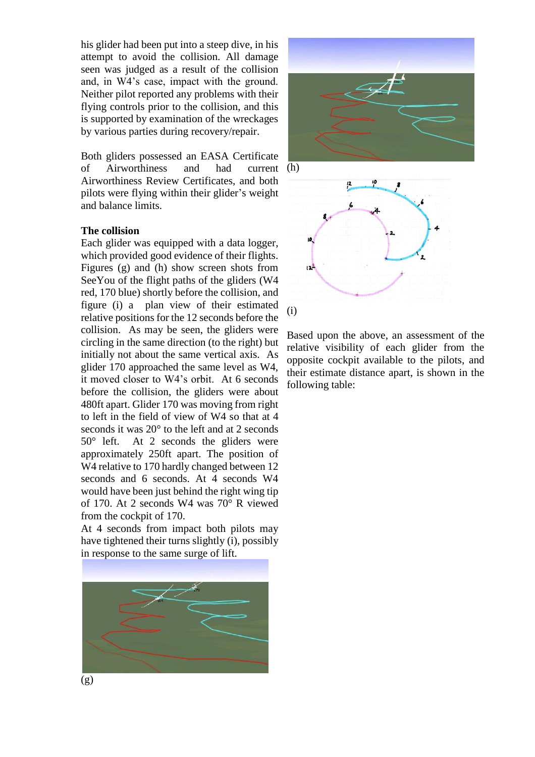his glider had been put into a steep dive, in his attempt to avoid the collision. All damage seen was judged as a result of the collision and, in W4's case, impact with the ground. Neither pilot reported any problems with their flying controls prior to the collision, and this is supported by examination of the wreckages by various parties during recovery/repair.

Both gliders possessed an EASA Certificate of Airworthiness and had current Airworthiness Review Certificates, and both pilots were flying within their glider's weight and balance limits.

**The collision**

Each glider was equipped with a data logger, which provided good evidence of their flights. Figures (g) and (h) show screen shots from SeeYou of the flight paths of the gliders (W4 red, 170 blue) shortly before the collision, and figure (i) a plan view of their estimated relative positions for the 12 seconds before the collision. As may be seen, the gliders were circling in the same direction (to the right) but initially not about the same vertical axis. As glider 170 approached the same level as W4, it moved closer to W4's orbit. At 6 seconds before the collision, the gliders were about 480ft apart. Glider 170 was moving from right to left in the field of view of W4 so that at 4 seconds it was 20° to the left and at 2 seconds 50° left. At 2 seconds the gliders were approximately 250ft apart. The position of W4 relative to 170 hardly changed between 12 seconds and 6 seconds. At 4 seconds W4 would have been just behind the right wing tip of 170. At 2 seconds W4 was 70° R viewed from the cockpit of 170.

At 4 seconds from impact both pilots may have tightened their turns slightly (i), possibly in response to the same surge of lift.

(g)

(h)

(i)

Based upon the above, an assessment of the relative visibility of each glider from the opposite cockpit available to the pilots, and their estimate distance apart, is shown in the following table: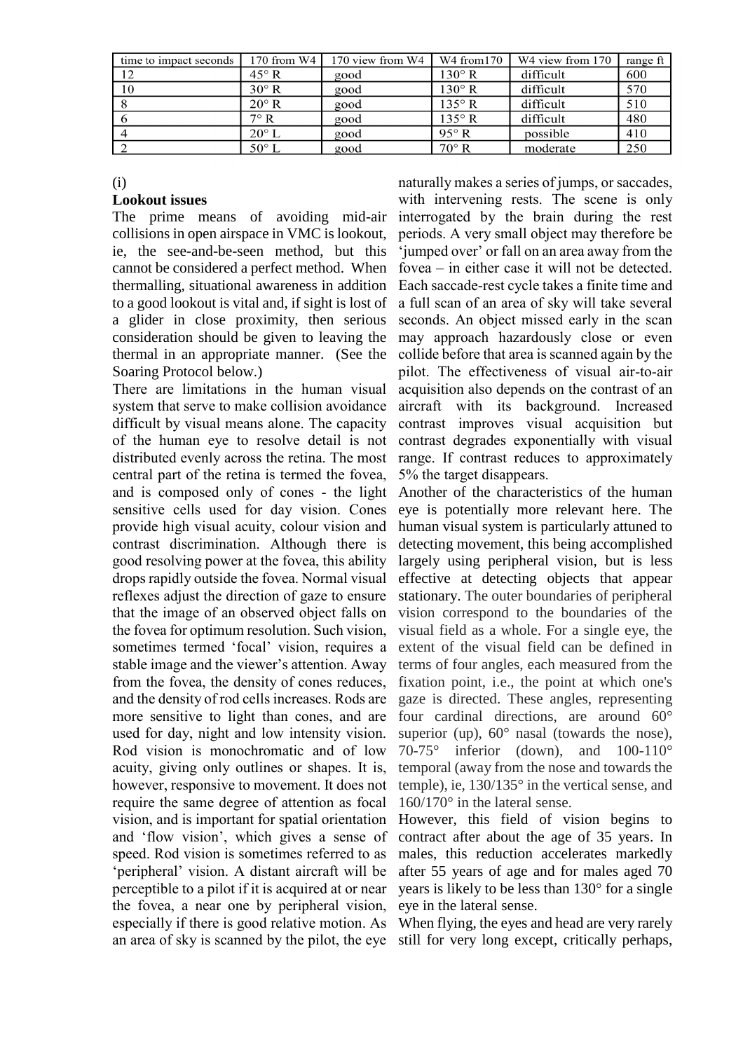| time to impact seconds | 170 from W4 | 170 view from W4 | W4 from170 | W4 view from 170 | range ft |
|---|---|---|---|---|---|
| 12 | 45° R | good | 130° R | difficult | 600 |
| 10 | 30° R | good | 130° R | difficult | 570 |
| 8 | 20° R | good | 135° R | difficult | 510 |
| 6 | 7° R | good | 135° R | difficult | 480 |
| 4 | 20° L | good | 95° R | possible | 410 |
| 2 | 50° L | good | 70° R | moderate | 250 |

(i)

**Lookout issues**

The prime means of avoiding mid-air collisions in open airspace in VMC is lookout, ie, the see-and-be-seen method, but this cannot be considered a perfect method. When thermalling, situational awareness in addition to a good lookout is vital and, if sight is lost of a glider in close proximity, then serious consideration should be given to leaving the thermal in an appropriate manner. (See the Soaring Protocol below.)

There are limitations in the human visual system that serve to make collision avoidance difficult by visual means alone. The capacity of the human eye to resolve detail is not distributed evenly across the retina. The most central part of the retina is termed the fovea, and is composed only of cones - the light sensitive cells used for day vision. Cones provide high visual acuity, colour vision and contrast discrimination. Although there is good resolving power at the fovea, this ability drops rapidly outside the fovea. Normal visual reflexes adjust the direction of gaze to ensure that the image of an observed object falls on the fovea for optimum resolution. Such vision, sometimes termed 'focal' vision, requires a stable image and the viewer's attention. Away from the fovea, the density of cones reduces, and the density of rod cells increases. Rods are more sensitive to light than cones, and are used for day, night and low intensity vision. Rod vision is monochromatic and of low acuity, giving only outlines or shapes. It is, however, responsive to movement. It does not require the same degree of attention as focal vision, and is important for spatial orientation and 'flow vision', which gives a sense of speed. Rod vision is sometimes referred to as 'peripheral' vision. A distant aircraft will be perceptible to a pilot if it is acquired at or near the fovea, a near one by peripheral vision, especially if there is good relative motion. As an area of sky is scanned by the pilot, the eye naturally makes a series of jumps, or saccades, with intervening rests. The scene is only interrogated by the brain during the rest periods. A very small object may therefore be 'jumped over' or fall on an area away from the fovea – in either case it will not be detected. Each saccade-rest cycle takes a finite time and a full scan of an area of sky will take several seconds. An object missed early in the scan may approach hazardously close or even collide before that area is scanned again by the pilot. The effectiveness of visual air-to-air acquisition also depends on the contrast of an aircraft with its background. Increased contrast improves visual acquisition but contrast degrades exponentially with visual range. If contrast reduces to approximately 5% the target disappears.

Another of the characteristics of the human eye is potentially more relevant here. The human visual system is particularly attuned to detecting movement, this being accomplished largely using peripheral vision, but is less effective at detecting objects that appear stationary. The outer boundaries of peripheral vision correspond to the boundaries of the visual field as a whole. For a single eye, the extent of the visual field can be defined in terms of four angles, each measured from the fixation point, i.e., the point at which one's gaze is directed. These angles, representing four cardinal directions, are around 60° superior (up), 60° nasal (towards the nose), 70-75° inferior (down), and 100-110° temporal (away from the nose and towards the temple), ie, 130/135° in the vertical sense, and 160/170° in the lateral sense.

However, this field of vision begins to contract after about the age of 35 years. In males, this reduction accelerates markedly after 55 years of age and for males aged 70 years is likely to be less than 130° for a single eye in the lateral sense.

When flying, the eyes and head are very rarely still for very long except, critically perhaps,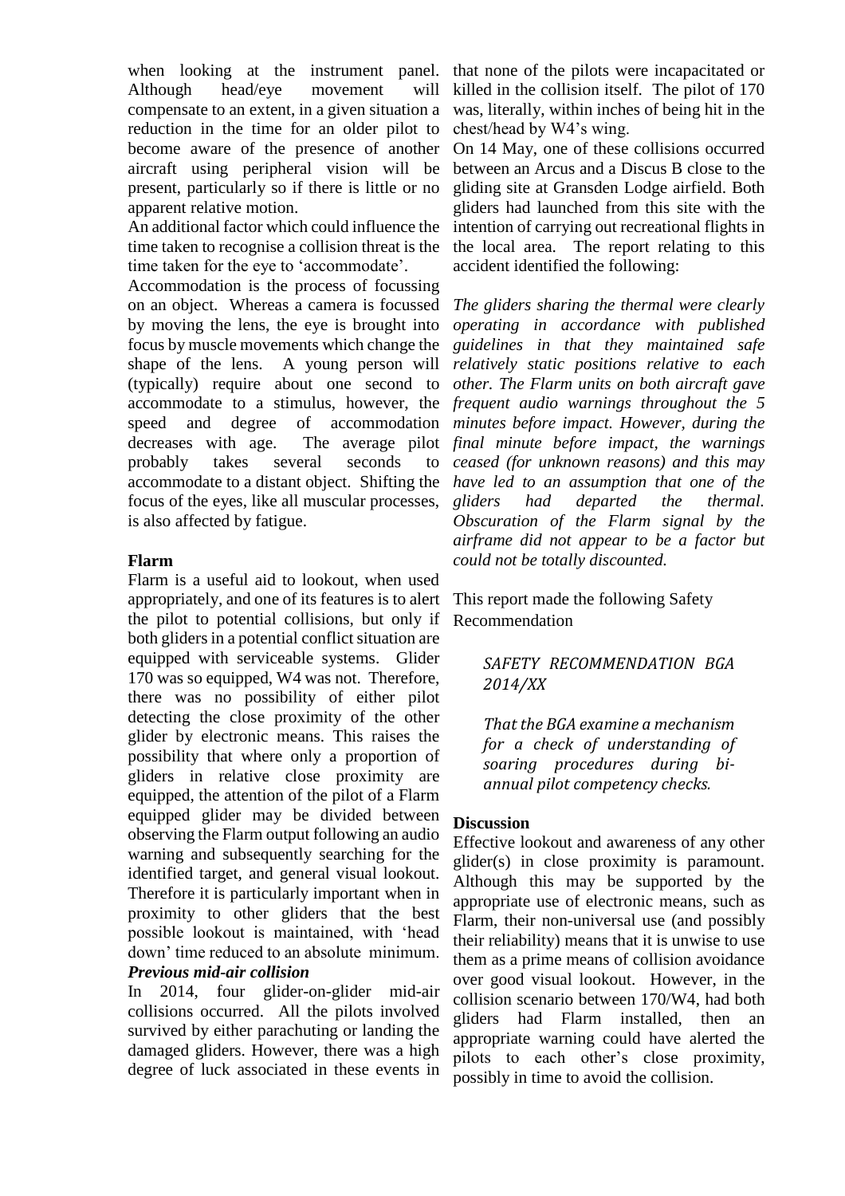when looking at the instrument panel. Although head/eye movement will compensate to an extent, in a given situation a reduction in the time for an older pilot to become aware of the presence of another aircraft using peripheral vision will be present, particularly so if there is little or no apparent relative motion.

An additional factor which could influence the time taken to recognise a collision threat is the time taken for the eye to 'accommodate'.

Accommodation is the process of focussing on an object. Whereas a camera is focussed by moving the lens, the eye is brought into focus by muscle movements which change the shape of the lens. A young person will (typically) require about one second to accommodate to a stimulus, however, the speed and degree of accommodation decreases with age. The average pilot probably takes several seconds to accommodate to a distant object. Shifting the focus of the eyes, like all muscular processes, is also affected by fatigue.

**Flarm**

Flarm is a useful aid to lookout, when used appropriately, and one of its features is to alert the pilot to potential collisions, but only if both gliders in a potential conflict situation are equipped with serviceable systems. Glider 170 was so equipped, W4 was not. Therefore, there was no possibility of either pilot detecting the close proximity of the other glider by electronic means. This raises the possibility that where only a proportion of gliders in relative close proximity are equipped, the attention of the pilot of a Flarm equipped glider may be divided between observing the Flarm output following an audio warning and subsequently searching for the identified target, and general visual lookout. Therefore it is particularly important when in proximity to other gliders that the best possible lookout is maintained, with 'head down' time reduced to an absolute minimum.

***Previous mid-air collision***

In 2014, four glider-on-glider mid-air collisions occurred. All the pilots involved survived by either parachuting or landing the damaged gliders. However, there was a high degree of luck associated in these events in that none of the pilots were incapacitated or killed in the collision itself. The pilot of 170 was, literally, within inches of being hit in the chest/head by W4's wing.

On 14 May, one of these collisions occurred between an Arcus and a Discus B close to the gliding site at Gransden Lodge airfield. Both gliders had launched from this site with the intention of carrying out recreational flights in the local area. The report relating to this accident identified the following:

*The gliders sharing the thermal were clearly operating in accordance with published guidelines in that they maintained safe relatively static positions relative to each other. The Flarm units on both aircraft gave frequent audio warnings throughout the 5 minutes before impact. However, during the final minute before impact, the warnings ceased (for unknown reasons) and this may have led to an assumption that one of the gliders had departed the thermal. Obscuration of the Flarm signal by the airframe did not appear to be a factor but could not be totally discounted.*

This report made the following Safety Recommendation

> *SAFETY RECOMMENDATION BGA 2014/XX*
>
> *That the BGA examine a mechanism for a check of understanding of soaring procedures during bi-annual pilot competency checks.*

**Discussion**

Effective lookout and awareness of any other glider(s) in close proximity is paramount. Although this may be supported by the appropriate use of electronic means, such as Flarm, their non-universal use (and possibly their reliability) means that it is unwise to use them as a prime means of collision avoidance over good visual lookout. However, in the collision scenario between 170/W4, had both gliders had Flarm installed, then an appropriate warning could have alerted the pilots to each other's close proximity, possibly in time to avoid the collision.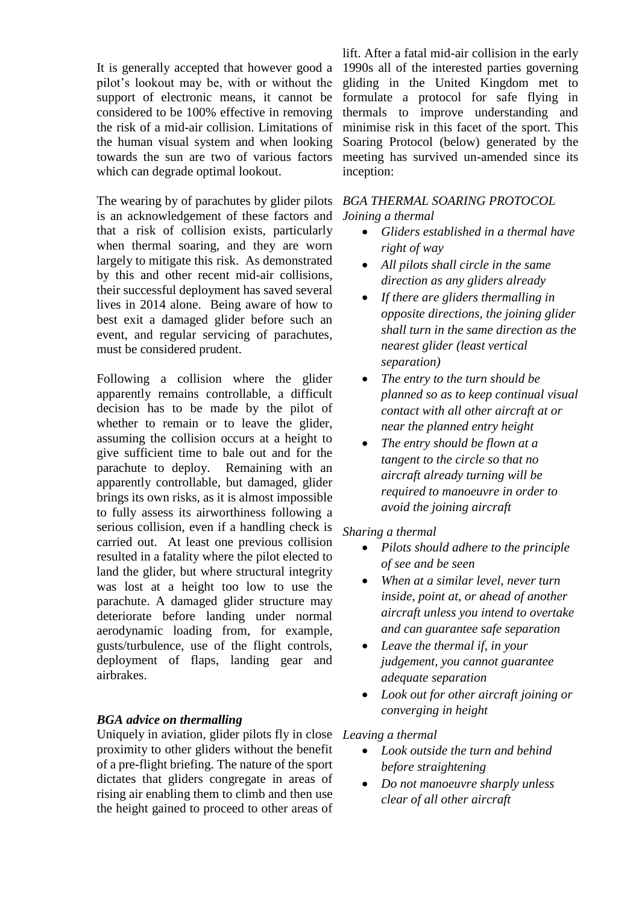It is generally accepted that however good a pilot's lookout may be, with or without the support of electronic means, it cannot be considered to be 100% effective in removing the risk of a mid-air collision. Limitations of the human visual system and when looking towards the sun are two of various factors which can degrade optimal lookout.

The wearing by of parachutes by glider pilots is an acknowledgement of these factors and that a risk of collision exists, particularly when thermal soaring, and they are worn largely to mitigate this risk. As demonstrated by this and other recent mid-air collisions, their successful deployment has saved several lives in 2014 alone. Being aware of how to best exit a damaged glider before such an event, and regular servicing of parachutes, must be considered prudent.

Following a collision where the glider apparently remains controllable, a difficult decision has to be made by the pilot of whether to remain or to leave the glider, assuming the collision occurs at a height to give sufficient time to bale out and for the parachute to deploy. Remaining with an apparently controllable, but damaged, glider brings its own risks, as it is almost impossible to fully assess its airworthiness following a serious collision, even if a handling check is carried out. At least one previous collision resulted in a fatality where the pilot elected to land the glider, but where structural integrity was lost at a height too low to use the parachute. A damaged glider structure may deteriorate before landing under normal aerodynamic loading from, for example, gusts/turbulence, use of the flight controls, deployment of flaps, landing gear and airbrakes.

***BGA advice on thermalling***

Uniquely in aviation, glider pilots fly in close proximity to other gliders without the benefit of a pre-flight briefing. The nature of the sport dictates that gliders congregate in areas of rising air enabling them to climb and then use the height gained to proceed to other areas of lift. After a fatal mid-air collision in the early 1990s all of the interested parties governing gliding in the United Kingdom met to formulate a protocol for safe flying in thermals to improve understanding and minimise risk in this facet of the sport. This Soaring Protocol (below) generated by the meeting has survived un-amended since its inception:

*BGA THERMAL SOARING PROTOCOL*

*Joining a thermal*

- *Gliders established in a thermal have right of way*
- *All pilots shall circle in the same direction as any gliders already*
- *If there are gliders thermalling in opposite directions, the joining glider shall turn in the same direction as the nearest glider (least vertical separation)*
- *The entry to the turn should be planned so as to keep continual visual contact with all other aircraft at or near the planned entry height*
- *The entry should be flown at a tangent to the circle so that no aircraft already turning will be required to manoeuvre in order to avoid the joining aircraft*

*Sharing a thermal*

- *Pilots should adhere to the principle of see and be seen*
- *When at a similar level, never turn inside, point at, or ahead of another aircraft unless you intend to overtake and can guarantee safe separation*
- *Leave the thermal if, in your judgement, you cannot guarantee adequate separation*
- *Look out for other aircraft joining or converging in height*

*Leaving a thermal*

- *Look outside the turn and behind before straightening*
- *Do not manoeuvre sharply unless clear of all other aircraft*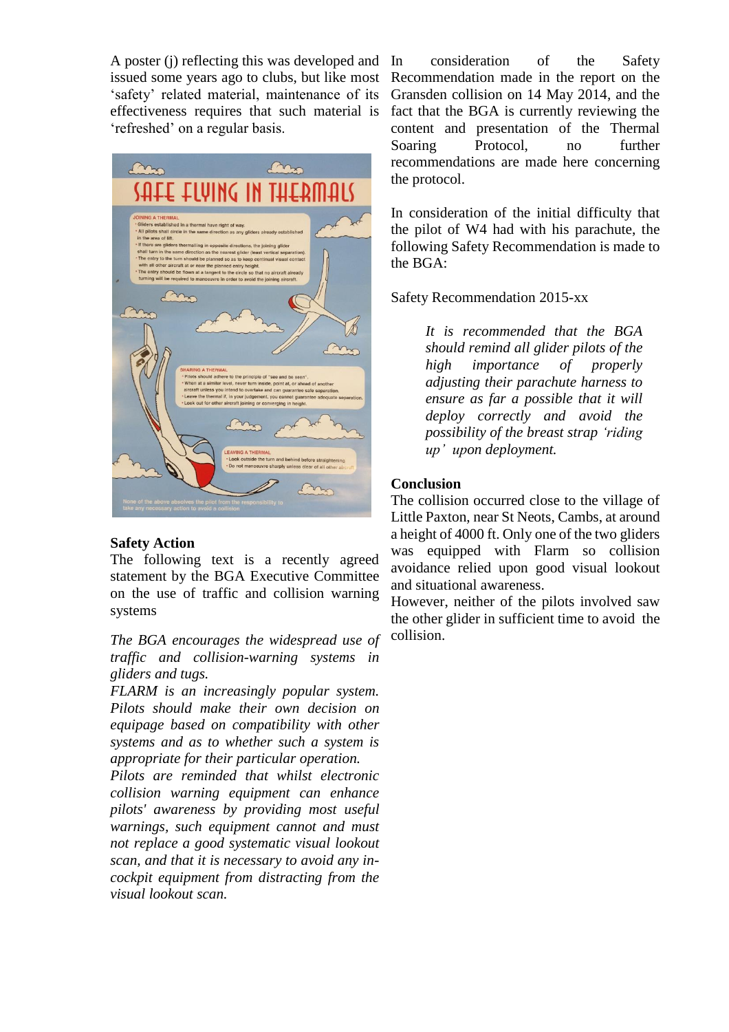A poster (j) reflecting this was developed and issued some years ago to clubs, but like most 'safety' related material, maintenance of its effectiveness requires that such material is 'refreshed' on a regular basis.

SAFE FLYING IN THERMALS

JOINING A THERMAL
- Gliders established in a thermal have right of way.
- All pilots shall circle in the same direction as any gliders already established in the area of lift.
- If there are gliders thermalling in opposite directions, the joining glider shall turn in the same direction as the nearest glider (least vertical separation).
- The entry to the turn should be planned so as to keep continual visual contact with all other aircraft at or near the planned entry height.
- The entry should be flown at a tangent to the circle so that no aircraft already turning will be required to manoeuvre in order to avoid the joining aircraft.

SHARING A THERMAL
- Pilots should adhere to the principle of "see and be seen".
- When at a similar level, never turn inside, point at, or ahead of another aircraft unless you intend to overtake and can guarantee safe separation.
- Leave the thermal if, in your judgement, you cannot guarantee adequate separation.
- Look out for other aircraft joining or converging in height.

LEAVING A THERMAL
- Look outside the turn and behind before straightening
- Do not manoeuvre sharply unless clear of all other aircraft

None of the above absolves the pilot from the responsibility to take any necessary action to avoid a collision

### Safety Action

The following text is a recently agreed statement by the BGA Executive Committee on the use of traffic and collision warning systems

*The BGA encourages the widespread use of traffic and collision-warning systems in gliders and tugs.*
*FLARM is an increasingly popular system. Pilots should make their own decision on equipage based on compatibility with other systems and as to whether such a system is appropriate for their particular operation.*
*Pilots are reminded that whilst electronic collision warning equipment can enhance pilots' awareness by providing most useful warnings, such equipment cannot and must not replace a good systematic visual lookout scan, and that it is necessary to avoid any in-cockpit equipment from distracting from the visual lookout scan.*

In consideration of the Safety Recommendation made in the report on the Gransden collision on 14 May 2014, and the fact that the BGA is currently reviewing the content and presentation of the Thermal Soaring Protocol, no further recommendations are made here concerning the protocol.

In consideration of the initial difficulty that the pilot of W4 had with his parachute, the following Safety Recommendation is made to the BGA:

Safety Recommendation 2015-xx

> *It is recommended that the BGA should remind all glider pilots of the high importance of properly adjusting their parachute harness to ensure as far a possible that it will deploy correctly and avoid the possibility of the breast strap 'riding up' upon deployment.*

### Conclusion

The collision occurred close to the village of Little Paxton, near St Neots, Cambs, at around a height of 4000 ft. Only one of the two gliders was equipped with Flarm so collision avoidance relied upon good visual lookout and situational awareness.
However, neither of the pilots involved saw the other glider in sufficient time to avoid the collision.